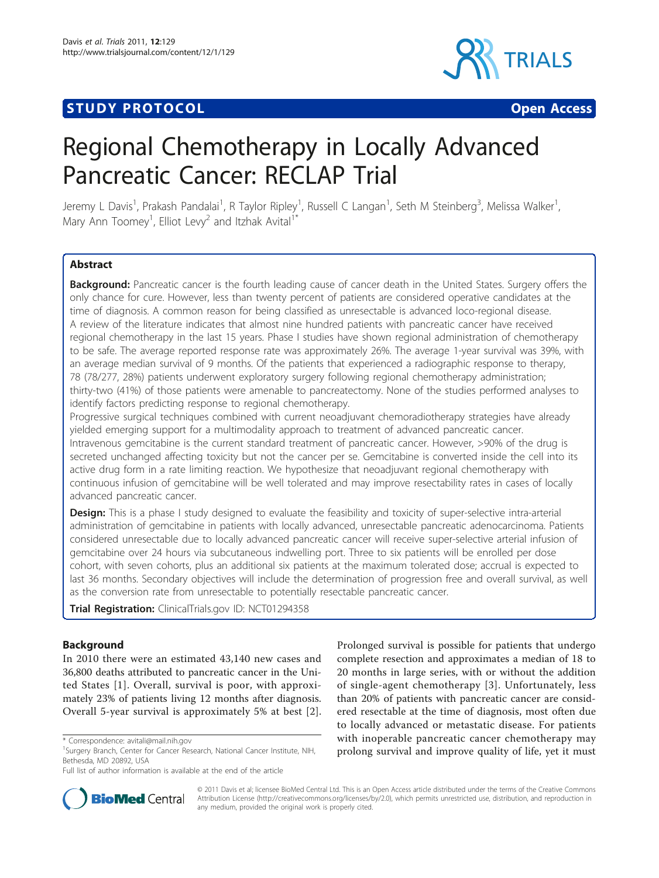**STUDY PROTOCOL** **Open Access**

# Regional Chemotherapy in Locally Advanced Pancreatic Cancer: RECLAP Trial

Jeremy L Davis[1], Prakash Pandalai[1], R Taylor Ripley[1], Russell C Langan[1], Seth M Steinberg[3], Melissa Walker[1], Mary Ann Toomey[1], Elliot Levy[2] and Itzhak Avital[1*]

## Abstract

**Background:** Pancreatic cancer is the fourth leading cause of cancer death in the United States. Surgery offers the only chance for cure. However, less than twenty percent of patients are considered operative candidates at the time of diagnosis. A common reason for being classified as unresectable is advanced loco-regional disease. A review of the literature indicates that almost nine hundred patients with pancreatic cancer have received regional chemotherapy in the last 15 years. Phase I studies have shown regional administration of chemotherapy to be safe. The average reported response rate was approximately 26%. The average 1-year survival was 39%, with an average median survival of 9 months. Of the patients that experienced a radiographic response to therapy, 78 (78/277, 28%) patients underwent exploratory surgery following regional chemotherapy administration; thirty-two (41%) of those patients were amenable to pancreatectomy. None of the studies performed analyses to identify factors predicting response to regional chemotherapy.

Progressive surgical techniques combined with current neoadjuvant chemoradiotherapy strategies have already yielded emerging support for a multimodality approach to treatment of advanced pancreatic cancer.

Intravenous gemcitabine is the current standard treatment of pancreatic cancer. However, >90% of the drug is secreted unchanged affecting toxicity but not the cancer per se. Gemcitabine is converted inside the cell into its active drug form in a rate limiting reaction. We hypothesize that neoadjuvant regional chemotherapy with continuous infusion of gemcitabine will be well tolerated and may improve resectability rates in cases of locally advanced pancreatic cancer.

**Design:** This is a phase I study designed to evaluate the feasibility and toxicity of super-selective intra-arterial administration of gemcitabine in patients with locally advanced, unresectable pancreatic adenocarcinoma. Patients considered unresectable due to locally advanced pancreatic cancer will receive super-selective arterial infusion of gemcitabine over 24 hours via subcutaneous indwelling port. Three to six patients will be enrolled per dose cohort, with seven cohorts, plus an additional six patients at the maximum tolerated dose; accrual is expected to last 36 months. Secondary objectives will include the determination of progression free and overall survival, as well as the conversion rate from unresectable to potentially resectable pancreatic cancer.

**Trial Registration:** ClinicalTrials.gov ID: NCT01294358

## Background

In 2010 there were an estimated 43,140 new cases and 36,800 deaths attributed to pancreatic cancer in the United States [1]. Overall, survival is poor, with approximately 23% of patients living 12 months after diagnosis. Overall 5-year survival is approximately 5% at best [2]. Prolonged survival is possible for patients that undergo complete resection and approximates a median of 18 to 20 months in large series, with or without the addition of single-agent chemotherapy [3]. Unfortunately, less than 20% of patients with pancreatic cancer are considered resectable at the time of diagnosis, most often due to locally advanced or metastatic disease. For patients with inoperable pancreatic cancer chemotherapy may prolong survival and improve quality of life, yet it must

\* Correspondence: avitali@mail.nih.gov

[1]Surgery Branch, Center for Cancer Research, National Cancer Institute, NIH, Bethesda, MD 20892, USA

Full list of author information is available at the end of the article

© 2011 Davis et al; licensee BioMed Central Ltd. This is an Open Access article distributed under the terms of the Creative Commons Attribution License (http://creativecommons.org/licenses/by/2.0), which permits unrestricted use, distribution, and reproduction in any medium, provided the original work is properly cited.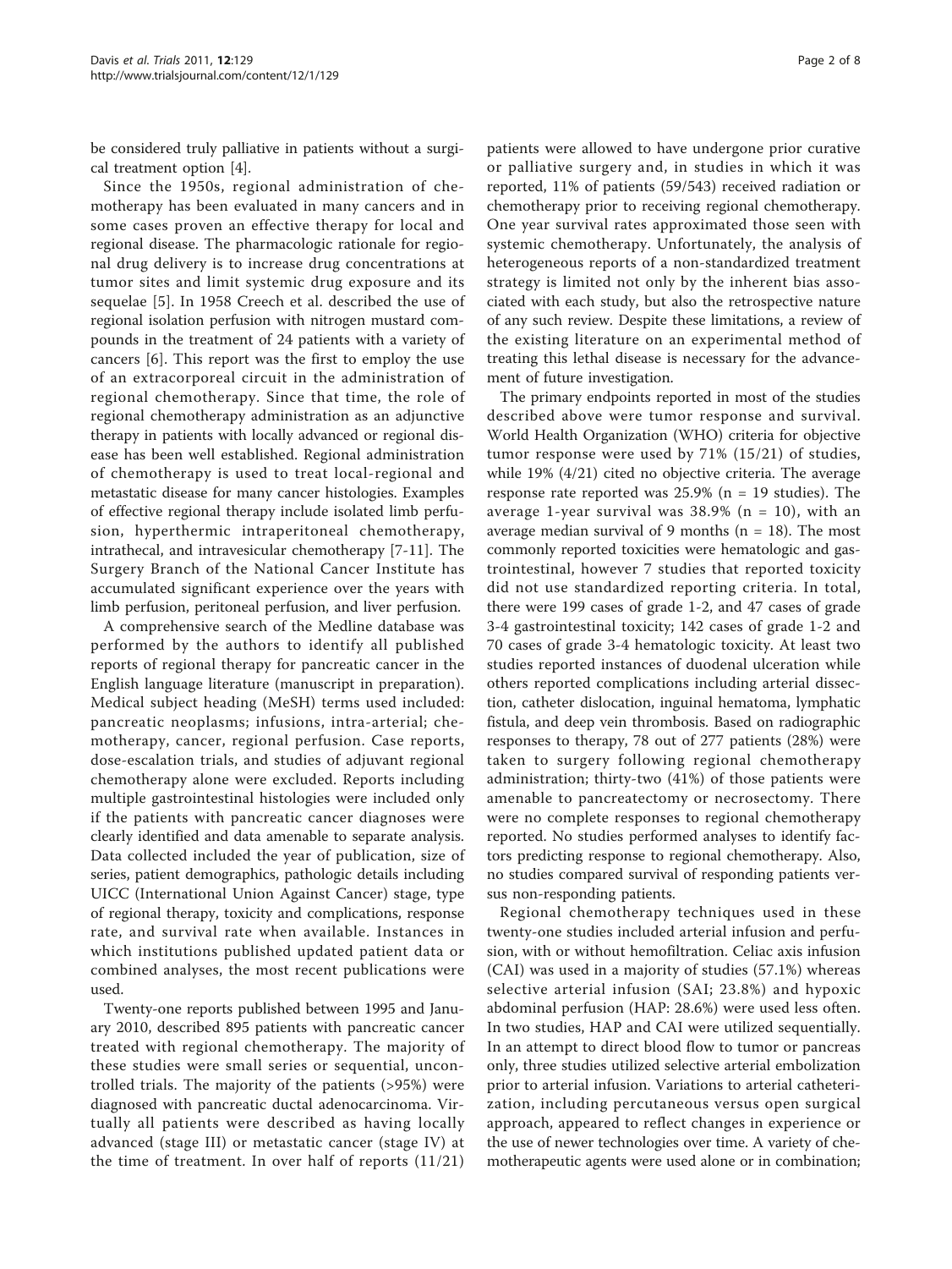be considered truly palliative in patients without a surgical treatment option [4].

Since the 1950s, regional administration of chemotherapy has been evaluated in many cancers and in some cases proven an effective therapy for local and regional disease. The pharmacologic rationale for regional drug delivery is to increase drug concentrations at tumor sites and limit systemic drug exposure and its sequelae [5]. In 1958 Creech et al. described the use of regional isolation perfusion with nitrogen mustard compounds in the treatment of 24 patients with a variety of cancers [6]. This report was the first to employ the use of an extracorporeal circuit in the administration of regional chemotherapy. Since that time, the role of regional chemotherapy administration as an adjunctive therapy in patients with locally advanced or regional disease has been well established. Regional administration of chemotherapy is used to treat local-regional and metastatic disease for many cancer histologies. Examples of effective regional therapy include isolated limb perfusion, hyperthermic intraperitoneal chemotherapy, intrathecal, and intravesicular chemotherapy [7-11]. The Surgery Branch of the National Cancer Institute has accumulated significant experience over the years with limb perfusion, peritoneal perfusion, and liver perfusion.

A comprehensive search of the Medline database was performed by the authors to identify all published reports of regional therapy for pancreatic cancer in the English language literature (manuscript in preparation). Medical subject heading (MeSH) terms used included: pancreatic neoplasms; infusions, intra-arterial; chemotherapy, cancer, regional perfusion. Case reports, dose-escalation trials, and studies of adjuvant regional chemotherapy alone were excluded. Reports including multiple gastrointestinal histologies were included only if the patients with pancreatic cancer diagnoses were clearly identified and data amenable to separate analysis. Data collected included the year of publication, size of series, patient demographics, pathologic details including UICC (International Union Against Cancer) stage, type of regional therapy, toxicity and complications, response rate, and survival rate when available. Instances in which institutions published updated patient data or combined analyses, the most recent publications were used.

Twenty-one reports published between 1995 and January 2010, described 895 patients with pancreatic cancer treated with regional chemotherapy. The majority of these studies were small series or sequential, uncontrolled trials. The majority of the patients (>95%) were diagnosed with pancreatic ductal adenocarcinoma. Virtually all patients were described as having locally advanced (stage III) or metastatic cancer (stage IV) at the time of treatment. In over half of reports (11/21) patients were allowed to have undergone prior curative or palliative surgery and, in studies in which it was reported, 11% of patients (59/543) received radiation or chemotherapy prior to receiving regional chemotherapy. One year survival rates approximated those seen with systemic chemotherapy. Unfortunately, the analysis of heterogeneous reports of a non-standardized treatment strategy is limited not only by the inherent bias associated with each study, but also the retrospective nature of any such review. Despite these limitations, a review of the existing literature on an experimental method of treating this lethal disease is necessary for the advancement of future investigation.

The primary endpoints reported in most of the studies described above were tumor response and survival. World Health Organization (WHO) criteria for objective tumor response were used by 71% (15/21) of studies, while 19% (4/21) cited no objective criteria. The average response rate reported was 25.9% (n = 19 studies). The average 1-year survival was 38.9% (n = 10), with an average median survival of 9 months (n = 18). The most commonly reported toxicities were hematologic and gastrointestinal, however 7 studies that reported toxicity did not use standardized reporting criteria. In total, there were 199 cases of grade 1-2, and 47 cases of grade 3-4 gastrointestinal toxicity; 142 cases of grade 1-2 and 70 cases of grade 3-4 hematologic toxicity. At least two studies reported instances of duodenal ulceration while others reported complications including arterial dissection, catheter dislocation, inguinal hematoma, lymphatic fistula, and deep vein thrombosis. Based on radiographic responses to therapy, 78 out of 277 patients (28%) were taken to surgery following regional chemotherapy administration; thirty-two (41%) of those patients were amenable to pancreatectomy or necrosectomy. There were no complete responses to regional chemotherapy reported. No studies performed analyses to identify factors predicting response to regional chemotherapy. Also, no studies compared survival of responding patients versus non-responding patients.

Regional chemotherapy techniques used in these twenty-one studies included arterial infusion and perfusion, with or without hemofiltration. Celiac axis infusion (CAI) was used in a majority of studies (57.1%) whereas selective arterial infusion (SAI; 23.8%) and hypoxic abdominal perfusion (HAP: 28.6%) were used less often. In two studies, HAP and CAI were utilized sequentially. In an attempt to direct blood flow to tumor or pancreas only, three studies utilized selective arterial embolization prior to arterial infusion. Variations to arterial catheterization, including percutaneous versus open surgical approach, appeared to reflect changes in experience or the use of newer technologies over time. A variety of chemotherapeutic agents were used alone or in combination;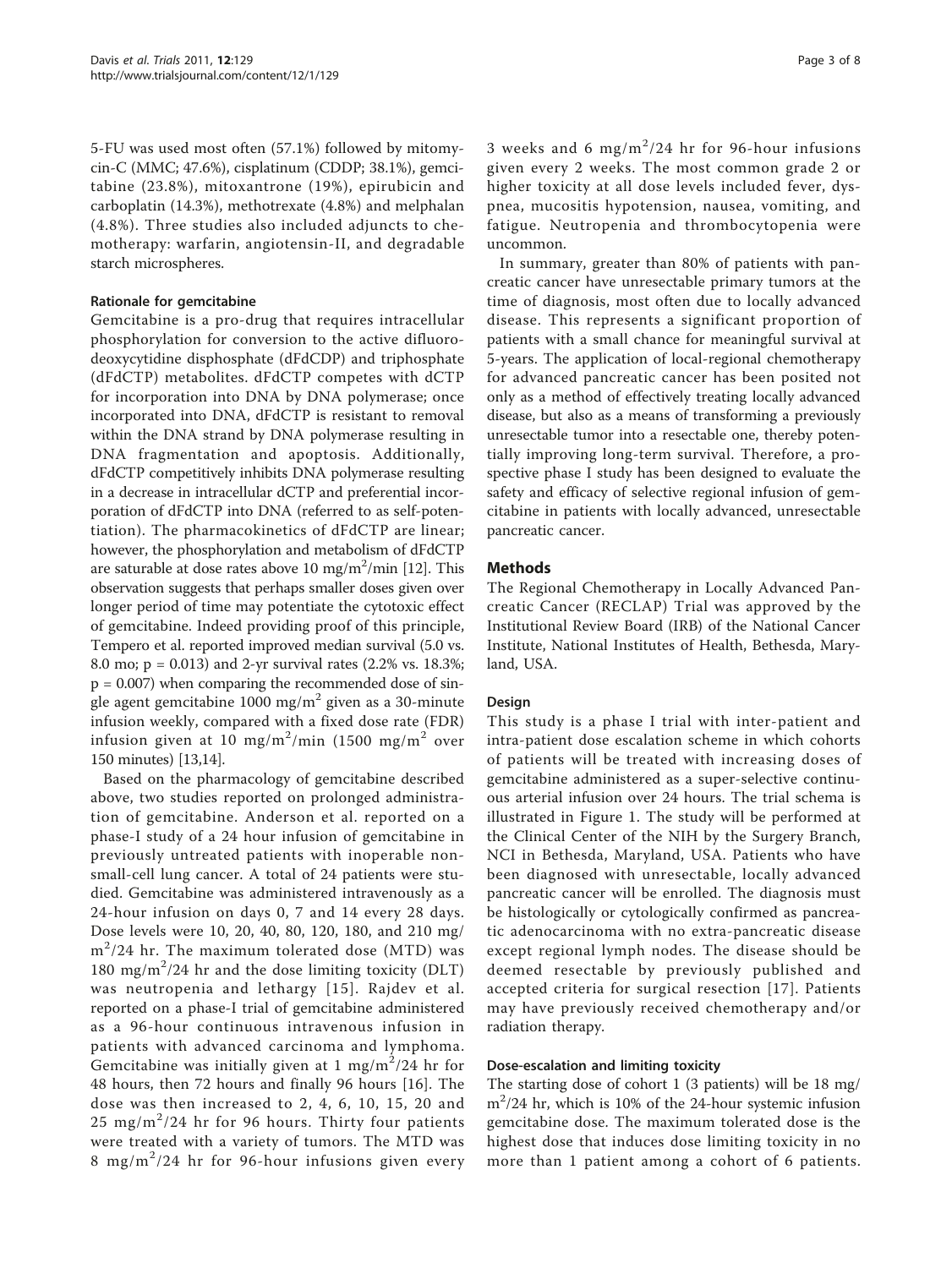5-FU was used most often (57.1%) followed by mitomycin-C (MMC; 47.6%), cisplatinum (CDDP; 38.1%), gemcitabine (23.8%), mitoxantrone (19%), epirubicin and carboplatin (14.3%), methotrexate (4.8%) and melphalan (4.8%). Three studies also included adjuncts to chemotherapy: warfarin, angiotensin-II, and degradable starch microspheres.

#### Rationale for gemcitabine

Gemcitabine is a pro-drug that requires intracellular phosphorylation for conversion to the active difluorodeoxycytidine disphosphate (dFdCDP) and triphosphate (dFdCTP) metabolites. dFdCTP competes with dCTP for incorporation into DNA by DNA polymerase; once incorporated into DNA, dFdCTP is resistant to removal within the DNA strand by DNA polymerase resulting in DNA fragmentation and apoptosis. Additionally, dFdCTP competitively inhibits DNA polymerase resulting in a decrease in intracellular dCTP and preferential incorporation of dFdCTP into DNA (referred to as self-potentiation). The pharmacokinetics of dFdCTP are linear; however, the phosphorylation and metabolism of dFdCTP are saturable at dose rates above 10 mg/m$^2$/min [12]. This observation suggests that perhaps smaller doses given over longer period of time may potentiate the cytotoxic effect of gemcitabine. Indeed providing proof of this principle, Tempero et al. reported improved median survival (5.0 vs. 8.0 mo; $p = 0.013$) and 2-yr survival rates (2.2% vs. 18.3%; $p = 0.007$) when comparing the recommended dose of single agent gemcitabine 1000 mg/m$^2$ given as a 30-minute infusion weekly, compared with a fixed dose rate (FDR) infusion given at 10 mg/m$^2$/min (1500 mg/m$^2$ over 150 minutes) [13,14].

Based on the pharmacology of gemcitabine described above, two studies reported on prolonged administration of gemcitabine. Anderson et al. reported on a phase-I study of a 24 hour infusion of gemcitabine in previously untreated patients with inoperable non-small-cell lung cancer. A total of 24 patients were studied. Gemcitabine was administered intravenously as a 24-hour infusion on days 0, 7 and 14 every 28 days. Dose levels were 10, 20, 40, 80, 120, 180, and 210 mg/m$^2$/24 hr. The maximum tolerated dose (MTD) was 180 mg/m$^2$/24 hr and the dose limiting toxicity (DLT) was neutropenia and lethargy [15]. Rajdev et al. reported on a phase-I trial of gemcitabine administered as a 96-hour continuous intravenous infusion in patients with advanced carcinoma and lymphoma. Gemcitabine was initially given at 1 mg/m$^2$/24 hr for 48 hours, then 72 hours and finally 96 hours [16]. The dose was then increased to 2, 4, 6, 10, 15, 20 and 25 mg/m$^2$/24 hr for 96 hours. Thirty four patients were treated with a variety of tumors. The MTD was 8 mg/m$^2$/24 hr for 96-hour infusions given every 3 weeks and 6 mg/m$^2$/24 hr for 96-hour infusions given every 2 weeks. The most common grade 2 or higher toxicity at all dose levels included fever, dyspnea, mucositis hypotension, nausea, vomiting, and fatigue. Neutropenia and thrombocytopenia were uncommon.

In summary, greater than 80% of patients with pancreatic cancer have unresectable primary tumors at the time of diagnosis, most often due to locally advanced disease. This represents a significant proportion of patients with a small chance for meaningful survival at 5-years. The application of local-regional chemotherapy for advanced pancreatic cancer has been posited not only as a method of effectively treating locally advanced disease, but also as a means of transforming a previously unresectable tumor into a resectable one, thereby potentially improving long-term survival. Therefore, a prospective phase I study has been designed to evaluate the safety and efficacy of selective regional infusion of gemcitabine in patients with locally advanced, unresectable pancreatic cancer.

## Methods

The Regional Chemotherapy in Locally Advanced Pancreatic Cancer (RECLAP) Trial was approved by the Institutional Review Board (IRB) of the National Cancer Institute, National Institutes of Health, Bethesda, Maryland, USA.

#### Design

This study is a phase I trial with inter-patient and intra-patient dose escalation scheme in which cohorts of patients will be treated with increasing doses of gemcitabine administered as a super-selective continuous arterial infusion over 24 hours. The trial schema is illustrated in Figure 1. The study will be performed at the Clinical Center of the NIH by the Surgery Branch, NCI in Bethesda, Maryland, USA. Patients who have been diagnosed with unresectable, locally advanced pancreatic cancer will be enrolled. The diagnosis must be histologically or cytologically confirmed as pancreatic adenocarcinoma with no extra-pancreatic disease except regional lymph nodes. The disease should be deemed resectable by previously published and accepted criteria for surgical resection [17]. Patients may have previously received chemotherapy and/or radiation therapy.

#### Dose-escalation and limiting toxicity

The starting dose of cohort 1 (3 patients) will be 18 mg/m$^2$/24 hr, which is 10% of the 24-hour systemic infusion gemcitabine dose. The maximum tolerated dose is the highest dose that induces dose limiting toxicity in no more than 1 patient among a cohort of 6 patients.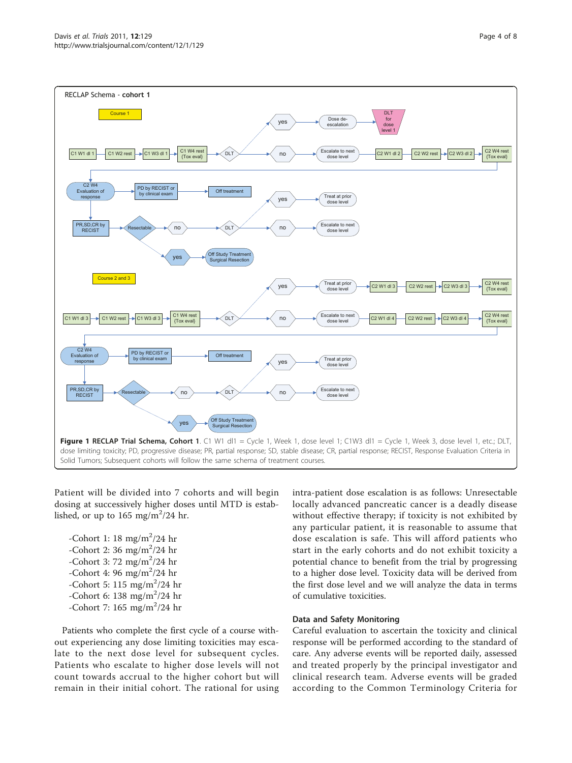**Figure 1 RECLAP Trial Schema, Cohort 1**. C1 W1 dl1 = Cycle 1, Week 1, dose level 1; C1W3 dl1 = Cycle 1, Week 3, dose level 1, etc.; DLT, dose limiting toxicity; PD, progressive disease; PR, partial response; SD, stable disease; CR, partial response; RECIST, Response Evaluation Criteria in Solid Tumors; Subsequent cohorts will follow the same schema of treatment courses.

Patient will be divided into 7 cohorts and will begin dosing at successively higher doses until MTD is established, or up to 165 $mg/m^2/24$ hr.

- -Cohort 1: 18 $mg/m^2/24$ hr
- -Cohort 2: 36 $mg/m^2/24$ hr
- -Cohort 3: 72 $mg/m^2/24$ hr
- -Cohort 4: 96 $mg/m^2/24$ hr
- -Cohort 5: 115 $mg/m^2/24$ hr
- -Cohort 6: 138 $mg/m^2/24$ hr
- -Cohort 7: 165 $mg/m^2/24$ hr

Patients who complete the first cycle of a course without experiencing any dose limiting toxicities may escalate to the next dose level for subsequent cycles. Patients who escalate to higher dose levels will not count towards accrual to the higher cohort but will remain in their initial cohort. The rational for using intra-patient dose escalation is as follows: Unresectable locally advanced pancreatic cancer is a deadly disease without effective therapy; if toxicity is not exhibited by any particular patient, it is reasonable to assume that dose escalation is safe. This will afford patients who start in the early cohorts and do not exhibit toxicity a potential chance to benefit from the trial by progressing to a higher dose level. Toxicity data will be derived from the first dose level and we will analyze the data in terms of cumulative toxicities.

### Data and Safety Monitoring

Careful evaluation to ascertain the toxicity and clinical response will be performed according to the standard of care. Any adverse events will be reported daily, assessed and treated properly by the principal investigator and clinical research team. Adverse events will be graded according to the Common Terminology Criteria for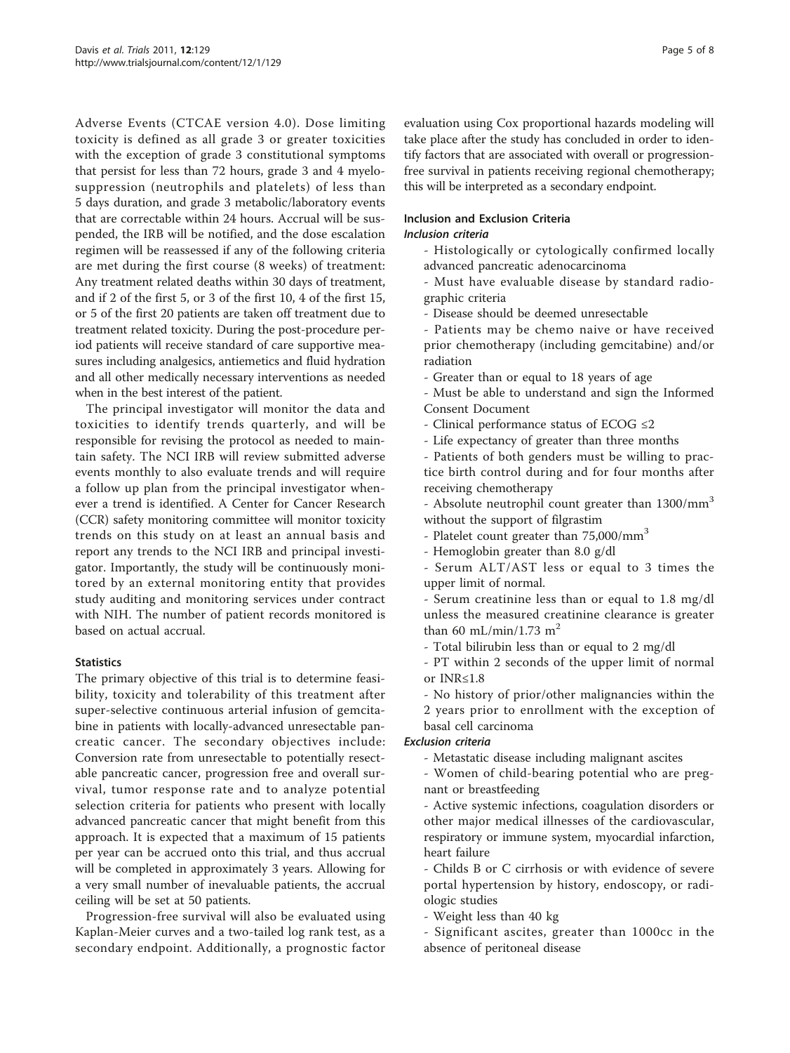Adverse Events (CTCAE version 4.0). Dose limiting toxicity is defined as all grade 3 or greater toxicities with the exception of grade 3 constitutional symptoms that persist for less than 72 hours, grade 3 and 4 myelosuppression (neutrophils and platelets) of less than 5 days duration, and grade 3 metabolic/laboratory events that are correctable within 24 hours. Accrual will be suspended, the IRB will be notified, and the dose escalation regimen will be reassessed if any of the following criteria are met during the first course (8 weeks) of treatment: Any treatment related deaths within 30 days of treatment, and if 2 of the first 5, or 3 of the first 10, 4 of the first 15, or 5 of the first 20 patients are taken off treatment due to treatment related toxicity. During the post-procedure period patients will receive standard of care supportive measures including analgesics, antiemetics and fluid hydration and all other medically necessary interventions as needed when in the best interest of the patient.

The principal investigator will monitor the data and toxicities to identify trends quarterly, and will be responsible for revising the protocol as needed to maintain safety. The NCI IRB will review submitted adverse events monthly to also evaluate trends and will require a follow up plan from the principal investigator whenever a trend is identified. A Center for Cancer Research (CCR) safety monitoring committee will monitor toxicity trends on this study on at least an annual basis and report any trends to the NCI IRB and principal investigator. Importantly, the study will be continuously monitored by an external monitoring entity that provides study auditing and monitoring services under contract with NIH. The number of patient records monitored is based on actual accrual.

### Statistics

The primary objective of this trial is to determine feasibility, toxicity and tolerability of this treatment after super-selective continuous arterial infusion of gemcitabine in patients with locally-advanced unresectable pancreatic cancer. The secondary objectives include: Conversion rate from unresectable to potentially resectable pancreatic cancer, progression free and overall survival, tumor response rate and to analyze potential selection criteria for patients who present with locally advanced pancreatic cancer that might benefit from this approach. It is expected that a maximum of 15 patients per year can be accrued onto this trial, and thus accrual will be completed in approximately 3 years. Allowing for a very small number of inevaluable patients, the accrual ceiling will be set at 50 patients.

Progression-free survival will also be evaluated using Kaplan-Meier curves and a two-tailed log rank test, as a secondary endpoint. Additionally, a prognostic factor evaluation using Cox proportional hazards modeling will take place after the study has concluded in order to identify factors that are associated with overall or progression-free survival in patients receiving regional chemotherapy; this will be interpreted as a secondary endpoint.

### Inclusion and Exclusion Criteria

#### *Inclusion criteria*

- Histologically or cytologically confirmed locally advanced pancreatic adenocarcinoma
- Must have evaluable disease by standard radiographic criteria
- Disease should be deemed unresectable
- Patients may be chemo naive or have received prior chemotherapy (including gemcitabine) and/or radiation
- Greater than or equal to 18 years of age
- Must be able to understand and sign the Informed Consent Document
- Clinical performance status of ECOG ≤2
- Life expectancy of greater than three months
- Patients of both genders must be willing to practice birth control during and for four months after receiving chemotherapy
- Absolute neutrophil count greater than 1300/mm$^3$ without the support of filgrastim
- Platelet count greater than 75,000/mm$^3$
- Hemoglobin greater than 8.0 g/dl
- Serum ALT/AST less or equal to 3 times the upper limit of normal.
- Serum creatinine less than or equal to 1.8 mg/dl unless the measured creatinine clearance is greater than 60 mL/min/1.73 m$^2$
- Total bilirubin less than or equal to 2 mg/dl
- PT within 2 seconds of the upper limit of normal or INR≤1.8
- No history of prior/other malignancies within the 2 years prior to enrollment with the exception of basal cell carcinoma

#### *Exclusion criteria*

- Metastatic disease including malignant ascites
- Women of child-bearing potential who are pregnant or breastfeeding
- Active systemic infections, coagulation disorders or other major medical illnesses of the cardiovascular, respiratory or immune system, myocardial infarction, heart failure
- Childs B or C cirrhosis or with evidence of severe portal hypertension by history, endoscopy, or radiologic studies
- Weight less than 40 kg
- Significant ascites, greater than 1000cc in the absence of peritoneal disease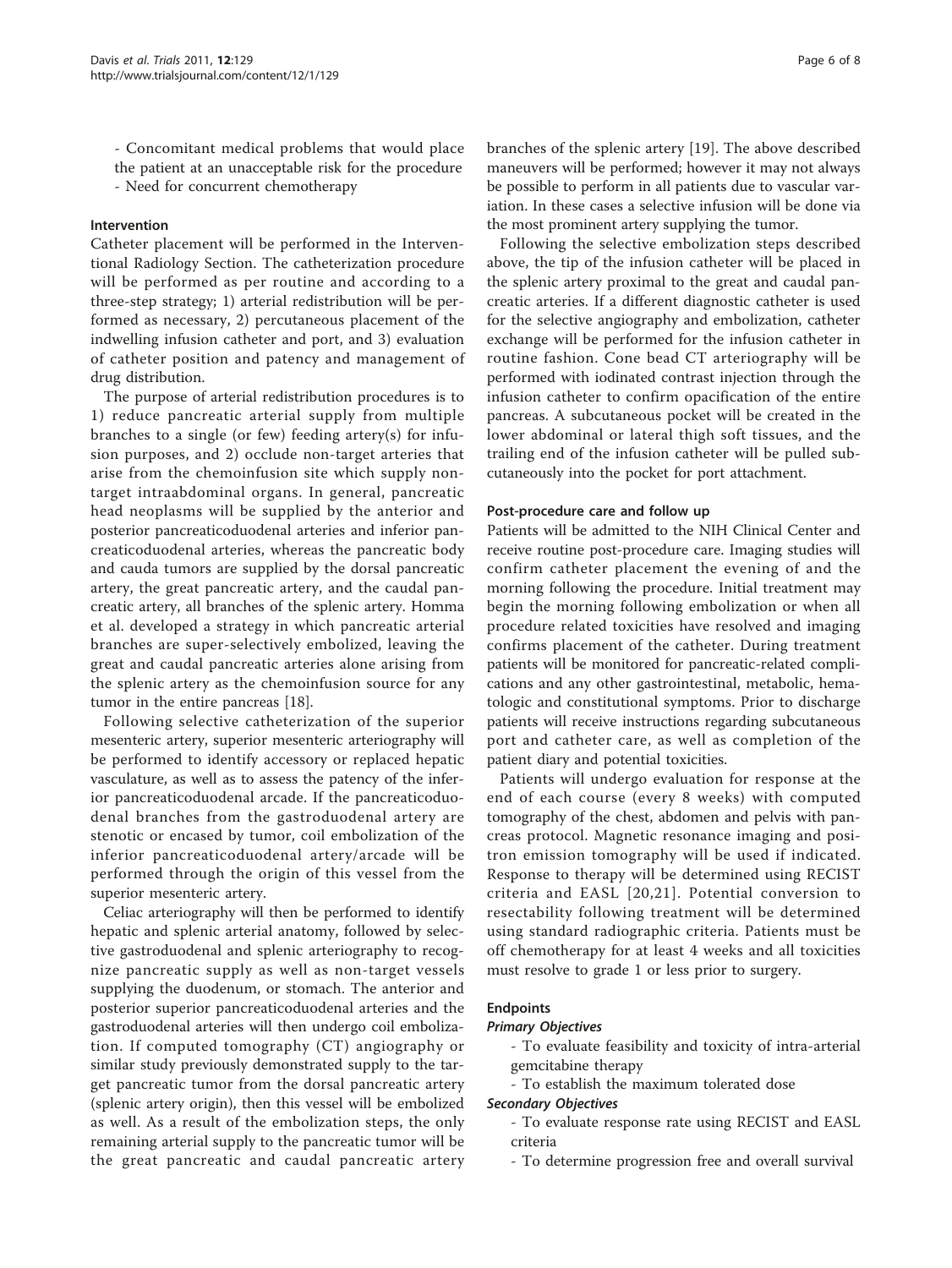- Concomitant medical problems that would place the patient at an unacceptable risk for the procedure
- Need for concurrent chemotherapy

#### Intervention

Catheter placement will be performed in the Interventional Radiology Section. The catheterization procedure will be performed as per routine and according to a three-step strategy; 1) arterial redistribution will be performed as necessary, 2) percutaneous placement of the indwelling infusion catheter and port, and 3) evaluation of catheter position and patency and management of drug distribution.

The purpose of arterial redistribution procedures is to 1) reduce pancreatic arterial supply from multiple branches to a single (or few) feeding artery(s) for infusion purposes, and 2) occlude non-target arteries that arise from the chemoinfusion site which supply non-target intraabdominal organs. In general, pancreatic head neoplasms will be supplied by the anterior and posterior pancreaticoduodenal arteries and inferior pancreaticoduodenal arteries, whereas the pancreatic body and cauda tumors are supplied by the dorsal pancreatic artery, the great pancreatic artery, and the caudal pancreatic artery, all branches of the splenic artery. Homma et al. developed a strategy in which pancreatic arterial branches are super-selectively embolized, leaving the great and caudal pancreatic arteries alone arising from the splenic artery as the chemoinfusion source for any tumor in the entire pancreas [18].

Following selective catheterization of the superior mesenteric artery, superior mesenteric arteriography will be performed to identify accessory or replaced hepatic vasculature, as well as to assess the patency of the inferior pancreaticoduodenal arcade. If the pancreaticoduodenal branches from the gastroduodenal artery are stenotic or encased by tumor, coil embolization of the inferior pancreaticoduodenal artery/arcade will be performed through the origin of this vessel from the superior mesenteric artery.

Celiac arteriography will then be performed to identify hepatic and splenic arterial anatomy, followed by selective gastroduodenal and splenic arteriography to recognize pancreatic supply as well as non-target vessels supplying the duodenum, or stomach. The anterior and posterior superior pancreaticoduodenal arteries and the gastroduodenal arteries will then undergo coil embolization. If computed tomography (CT) angiography or similar study previously demonstrated supply to the target pancreatic tumor from the dorsal pancreatic artery (splenic artery origin), then this vessel will be embolized as well. As a result of the embolization steps, the only remaining arterial supply to the pancreatic tumor will be the great pancreatic and caudal pancreatic artery branches of the splenic artery [19]. The above described maneuvers will be performed; however it may not always be possible to perform in all patients due to vascular variation. In these cases a selective infusion will be done via the most prominent artery supplying the tumor.

Following the selective embolization steps described above, the tip of the infusion catheter will be placed in the splenic artery proximal to the great and caudal pancreatic arteries. If a different diagnostic catheter is used for the selective angiography and embolization, catheter exchange will be performed for the infusion catheter in routine fashion. Cone bead CT arteriography will be performed with iodinated contrast injection through the infusion catheter to confirm opacification of the entire pancreas. A subcutaneous pocket will be created in the lower abdominal or lateral thigh soft tissues, and the trailing end of the infusion catheter will be pulled subcutaneously into the pocket for port attachment.

#### Post-procedure care and follow up

Patients will be admitted to the NIH Clinical Center and receive routine post-procedure care. Imaging studies will confirm catheter placement the evening of and the morning following the procedure. Initial treatment may begin the morning following embolization or when all procedure related toxicities have resolved and imaging confirms placement of the catheter. During treatment patients will be monitored for pancreatic-related complications and any other gastrointestinal, metabolic, hematologic and constitutional symptoms. Prior to discharge patients will receive instructions regarding subcutaneous port and catheter care, as well as completion of the patient diary and potential toxicities.

Patients will undergo evaluation for response at the end of each course (every 8 weeks) with computed tomography of the chest, abdomen and pelvis with pancreas protocol. Magnetic resonance imaging and positron emission tomography will be used if indicated. Response to therapy will be determined using RECIST criteria and EASL [20,21]. Potential conversion to resectability following treatment will be determined using standard radiographic criteria. Patients must be off chemotherapy for at least 4 weeks and all toxicities must resolve to grade 1 or less prior to surgery.

#### Endpoints

##### *Primary Objectives*

- To evaluate feasibility and toxicity of intra-arterial gemcitabine therapy
- To establish the maximum tolerated dose

##### *Secondary Objectives*

- To evaluate response rate using RECIST and EASL criteria
- To determine progression free and overall survival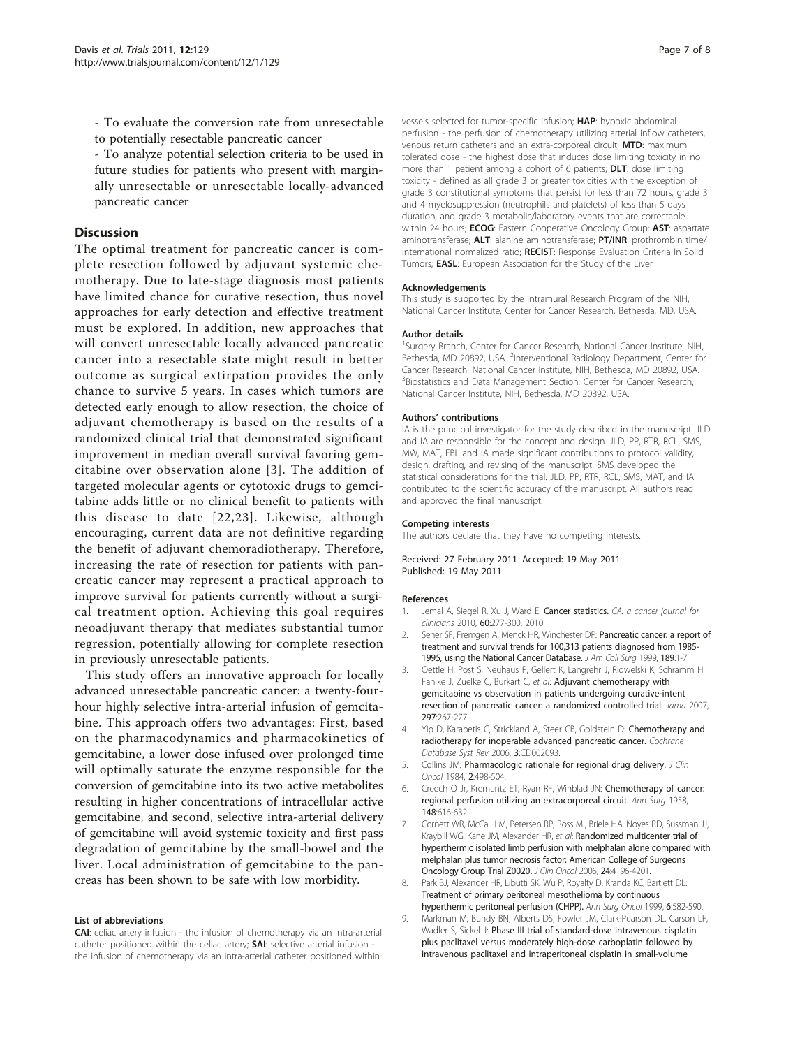- To evaluate the conversion rate from unresectable to potentially resectable pancreatic cancer
- To analyze potential selection criteria to be used in future studies for patients who present with marginally unresectable or unresectable locally-advanced pancreatic cancer

## Discussion

The optimal treatment for pancreatic cancer is complete resection followed by adjuvant systemic chemotherapy. Due to late-stage diagnosis most patients have limited chance for curative resection, thus novel approaches for early detection and effective treatment must be explored. In addition, new approaches that will convert unresectable locally advanced pancreatic cancer into a resectable state might result in better outcome as surgical extirpation provides the only chance to survive 5 years. In cases which tumors are detected early enough to allow resection, the choice of adjuvant chemotherapy is based on the results of a randomized clinical trial that demonstrated significant improvement in median overall survival favoring gemcitabine over observation alone [3]. The addition of targeted molecular agents or cytotoxic drugs to gemcitabine adds little or no clinical benefit to patients with this disease to date [22,23]. Likewise, although encouraging, current data are not definitive regarding the benefit of adjuvant chemoradiotherapy. Therefore, increasing the rate of resection for patients with pancreatic cancer may represent a practical approach to improve survival for patients currently without a surgical treatment option. Achieving this goal requires neoadjuvant therapy that mediates substantial tumor regression, potentially allowing for complete resection in previously unresectable patients.

This study offers an innovative approach for locally advanced unresectable pancreatic cancer: a twenty-four-hour highly selective intra-arterial infusion of gemcitabine. This approach offers two advantages: First, based on the pharmacodynamics and pharmacokinetics of gemcitabine, a lower dose infused over prolonged time will optimally saturate the enzyme responsible for the conversion of gemcitabine into its two active metabolites resulting in higher concentrations of intracellular active gemcitabine, and second, selective intra-arterial delivery of gemcitabine will avoid systemic toxicity and first pass degradation of gemcitabine by the small-bowel and the liver. Local administration of gemcitabine to the pancreas has been shown to be safe with low morbidity.

### List of abbreviations

**CAI**: celiac artery infusion - the infusion of chemotherapy via an intra-arterial catheter positioned within the celiac artery; **SAI**: selective arterial infusion - the infusion of chemotherapy via an intra-arterial catheter positioned within vessels selected for tumor-specific infusion; **HAP**: hypoxic abdominal perfusion - the perfusion of chemotherapy utilizing arterial inflow catheters, venous return catheters and an extra-corporeal circuit; **MTD**: maximum tolerated dose - the highest dose that induces dose limiting toxicity in no more than 1 patient among a cohort of 6 patients; **DLT**: dose limiting toxicity - defined as all grade 3 or greater toxicities with the exception of grade 3 constitutional symptoms that persist for less than 72 hours, grade 3 and 4 myelosuppression (neutrophils and platelets) of less than 5 days duration, and grade 3 metabolic/laboratory events that are correctable within 24 hours; **ECOG**: Eastern Cooperative Oncology Group; **AST**: aspartate aminotransferase; **ALT**: alanine aminotransferase; **PT/INR**: prothrombin time/ international normalized ratio; **RECIST**: Response Evaluation Criteria In Solid Tumors; **EASL**: European Association for the Study of the Liver

### Acknowledgements

This study is supported by the Intramural Research Program of the NIH, National Cancer Institute, Center for Cancer Research, Bethesda, MD, USA.

### Author details

[1]Surgery Branch, Center for Cancer Research, National Cancer Institute, NIH, Bethesda, MD 20892, USA. [2]Interventional Radiology Department, Center for Cancer Research, National Cancer Institute, NIH, Bethesda, MD 20892, USA. [3]Biostatistics and Data Management Section, Center for Cancer Research, National Cancer Institute, NIH, Bethesda, MD 20892, USA.

### Authors' contributions

IA is the principal investigator for the study described in the manuscript. JLD and IA are responsible for the concept and design. JLD, PP, RTR, RCL, SMS, MW, MAT, EBL and IA made significant contributions to protocol validity, design, drafting, and revising of the manuscript. SMS developed the statistical considerations for the trial. JLD, PP, RTR, RCL, SMS, MAT, and IA contributed to the scientific accuracy of the manuscript. All authors read and approved the final manuscript.

### Competing interests

The authors declare that they have no competing interests.

Received: 27 February 2011 Accepted: 19 May 2011
Published: 19 May 2011

### References

1. Jemal A, Siegel R, Xu J, Ward E: **Cancer statistics.** *CA: a cancer journal for clinicians* 2010, **60**:277-300, 2010.
2. Sener SF, Fremgen A, Menck HR, Winchester DP: **Pancreatic cancer: a report of treatment and survival trends for 100,313 patients diagnosed from 1985-1995, using the National Cancer Database.** *J Am Coll Surg* 1999, **189**:1-7.
3. Oettle H, Post S, Neuhaus P, Gellert K, Langrehr J, Ridwelski K, Schramm H, Fahlke J, Zuelke C, Burkart C, *et al*: **Adjuvant chemotherapy with gemcitabine vs observation in patients undergoing curative-intent resection of pancreatic cancer: a randomized controlled trial.** *Jama* 2007, **297**:267-277.
4. Yip D, Karapetis C, Strickland A, Steer CB, Goldstein D: **Chemotherapy and radiotherapy for inoperable advanced pancreatic cancer.** *Cochrane Database Syst Rev* 2006, **3**:CD002093.
5. Collins JM: **Pharmacologic rationale for regional drug delivery.** *J Clin Oncol* 1984, **2**:498-504.
6. Creech O Jr, Krementz ET, Ryan RF, Winblad JN: **Chemotherapy of cancer: regional perfusion utilizing an extracorporeal circuit.** *Ann Surg* 1958, **148**:616-632.
7. Cornett WR, McCall LM, Petersen RP, Ross MI, Briele HA, Noyes RD, Sussman JJ, Kraybill WG, Kane JM, Alexander HR, *et al*: **Randomized multicenter trial of hyperthermic isolated limb perfusion with melphalan alone compared with melphalan plus tumor necrosis factor: American College of Surgeons Oncology Group Trial Z0020.** *J Clin Oncol* 2006, **24**:4196-4201.
8. Park BJ, Alexander HR, Libutti SK, Wu P, Royalty D, Kranda KC, Bartlett DL: **Treatment of primary peritoneal mesothelioma by continuous hyperthermic peritoneal perfusion (CHPP).** *Ann Surg Oncol* 1999, **6**:582-590.
9. Markman M, Bundy BN, Alberts DS, Fowler JM, Clark-Pearson DL, Carson LF, Wadler S, Sickel J: **Phase III trial of standard-dose intravenous cisplatin plus paclitaxel versus moderately high-dose carboplatin followed by intravenous paclitaxel and intraperitoneal cisplatin in small-volume**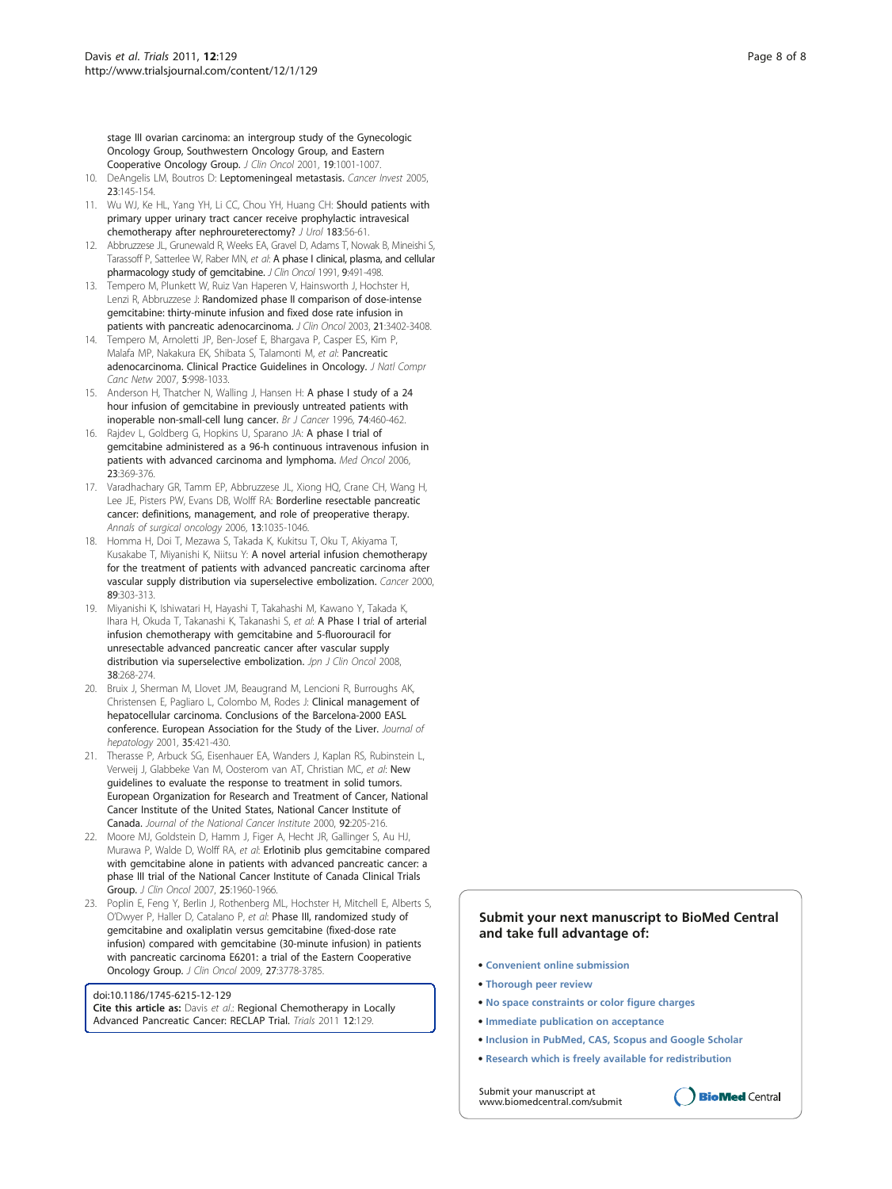stage III ovarian carcinoma: an intergroup study of the Gynecologic Oncology Group, Southwestern Oncology Group, and Eastern Cooperative Oncology Group. *J Clin Oncol* 2001, **19**:1001-1007.

10. DeAngelis LM, Boutros D: **Leptomeningeal metastasis.** *Cancer Invest* 2005, **23**:145-154.
11. Wu WJ, Ke HL, Yang YH, Li CC, Chou YH, Huang CH: **Should patients with primary upper urinary tract cancer receive prophylactic intravesical chemotherapy after nephroureterectomy?** *J Urol* **183**:56-61.
12. Abbruzzese JL, Grunewald R, Weeks EA, Gravel D, Adams T, Nowak B, Mineishi S, Tarassoff P, Satterlee W, Raber MN, *et al*: **A phase I clinical, plasma, and cellular pharmacology study of gemcitabine.** *J Clin Oncol* 1991, **9**:491-498.
13. Tempero M, Plunkett W, Ruiz Van Haperen V, Hainsworth J, Hochster H, Lenzi R, Abbruzzese J: **Randomized phase II comparison of dose-intense gemcitabine: thirty-minute infusion and fixed dose rate infusion in patients with pancreatic adenocarcinoma.** *J Clin Oncol* 2003, **21**:3402-3408.
14. Tempero M, Arnoletti JP, Ben-Josef E, Bhargava P, Casper ES, Kim P, Malafa MP, Nakakura EK, Shibata S, Talamonti M, *et al*: **Pancreatic adenocarcinoma. Clinical Practice Guidelines in Oncology.** *J Natl Compr Canc Netw* 2007, **5**:998-1033.
15. Anderson H, Thatcher N, Walling J, Hansen H: **A phase I study of a 24 hour infusion of gemcitabine in previously untreated patients with inoperable non-small-cell lung cancer.** *Br J Cancer* 1996, **74**:460-462.
16. Rajdev L, Goldberg G, Hopkins U, Sparano JA: **A phase I trial of gemcitabine administered as a 96-h continuous intravenous infusion in patients with advanced carcinoma and lymphoma.** *Med Oncol* 2006, **23**:369-376.
17. Varadhachary GR, Tamm EP, Abbruzzese JL, Xiong HQ, Crane CH, Wang H, Lee JE, Pisters PW, Evans DB, Wolff RA: **Borderline resectable pancreatic cancer: definitions, management, and role of preoperative therapy.** *Annals of surgical oncology* 2006, **13**:1035-1046.
18. Homma H, Doi T, Mezawa S, Takada K, Kukitsu T, Oku T, Akiyama T, Kusakabe T, Miyanishi K, Niitsu Y: **A novel arterial infusion chemotherapy for the treatment of patients with advanced pancreatic carcinoma after vascular supply distribution via superselective embolization.** *Cancer* 2000, **89**:303-313.
19. Miyanishi K, Ishiwatari H, Hayashi T, Takahashi M, Kawano Y, Takada K, Ihara H, Okuda T, Takanashi K, Takanashi S, *et al*: **A Phase I trial of arterial infusion chemotherapy with gemcitabine and 5-fluorouracil for unresectable advanced pancreatic cancer after vascular supply distribution via superselective embolization.** *Jpn J Clin Oncol* 2008, **38**:268-274.
20. Bruix J, Sherman M, Llovet JM, Beaugrand M, Lencioni R, Burroughs AK, Christensen E, Pagliaro L, Colombo M, Rodes J: **Clinical management of hepatocellular carcinoma. Conclusions of the Barcelona-2000 EASL conference. European Association for the Study of the Liver.** *Journal of hepatology* 2001, **35**:421-430.
21. Therasse P, Arbuck SG, Eisenhauer EA, Wanders J, Kaplan RS, Rubinstein L, Verweij J, Glabbeke Van M, Oosterom van AT, Christian MC, *et al*: **New guidelines to evaluate the response to treatment in solid tumors. European Organization for Research and Treatment of Cancer, National Cancer Institute of the United States, National Cancer Institute of Canada.** *Journal of the National Cancer Institute* 2000, **92**:205-216.
22. Moore MJ, Goldstein D, Hamm J, Figer A, Hecht JR, Gallinger S, Au HJ, Murawa P, Walde D, Wolff RA, *et al*: **Erlotinib plus gemcitabine compared with gemcitabine alone in patients with advanced pancreatic cancer: a phase III trial of the National Cancer Institute of Canada Clinical Trials Group.** *J Clin Oncol* 2007, **25**:1960-1966.
23. Poplin E, Feng Y, Berlin J, Rothenberg ML, Hochster H, Mitchell E, Alberts S, O'Dwyer P, Haller D, Catalano P, *et al*: **Phase III, randomized study of gemcitabine and oxaliplatin versus gemcitabine (fixed-dose rate infusion) compared with gemcitabine (30-minute infusion) in patients with pancreatic carcinoma E6201: a trial of the Eastern Cooperative Oncology Group.** *J Clin Oncol* 2009, **27**:3778-3785.

doi:10.1186/1745-6215-12-129
**Cite this article as:** Davis *et al.*: Regional Chemotherapy in Locally Advanced Pancreatic Cancer: RECLAP Trial. *Trials* 2011 **12**:129.

**Submit your next manuscript to BioMed Central and take full advantage of:**

- Convenient online submission
- Thorough peer review
- No space constraints or color figure charges
- Immediate publication on acceptance
- Inclusion in PubMed, CAS, Scopus and Google Scholar
- Research which is freely available for redistribution

Submit your manuscript at www.biomedcentral.com/submit

BioMed Central